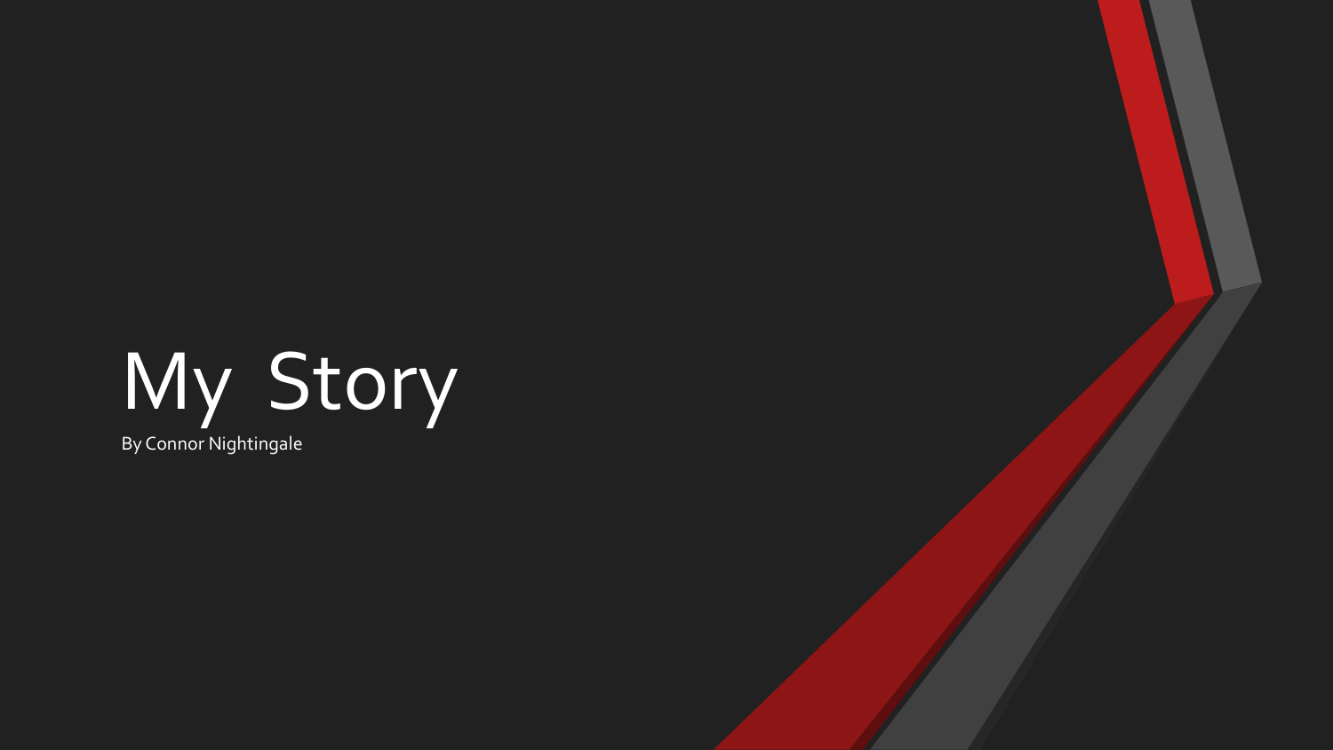# My Story

By Connor Nightingale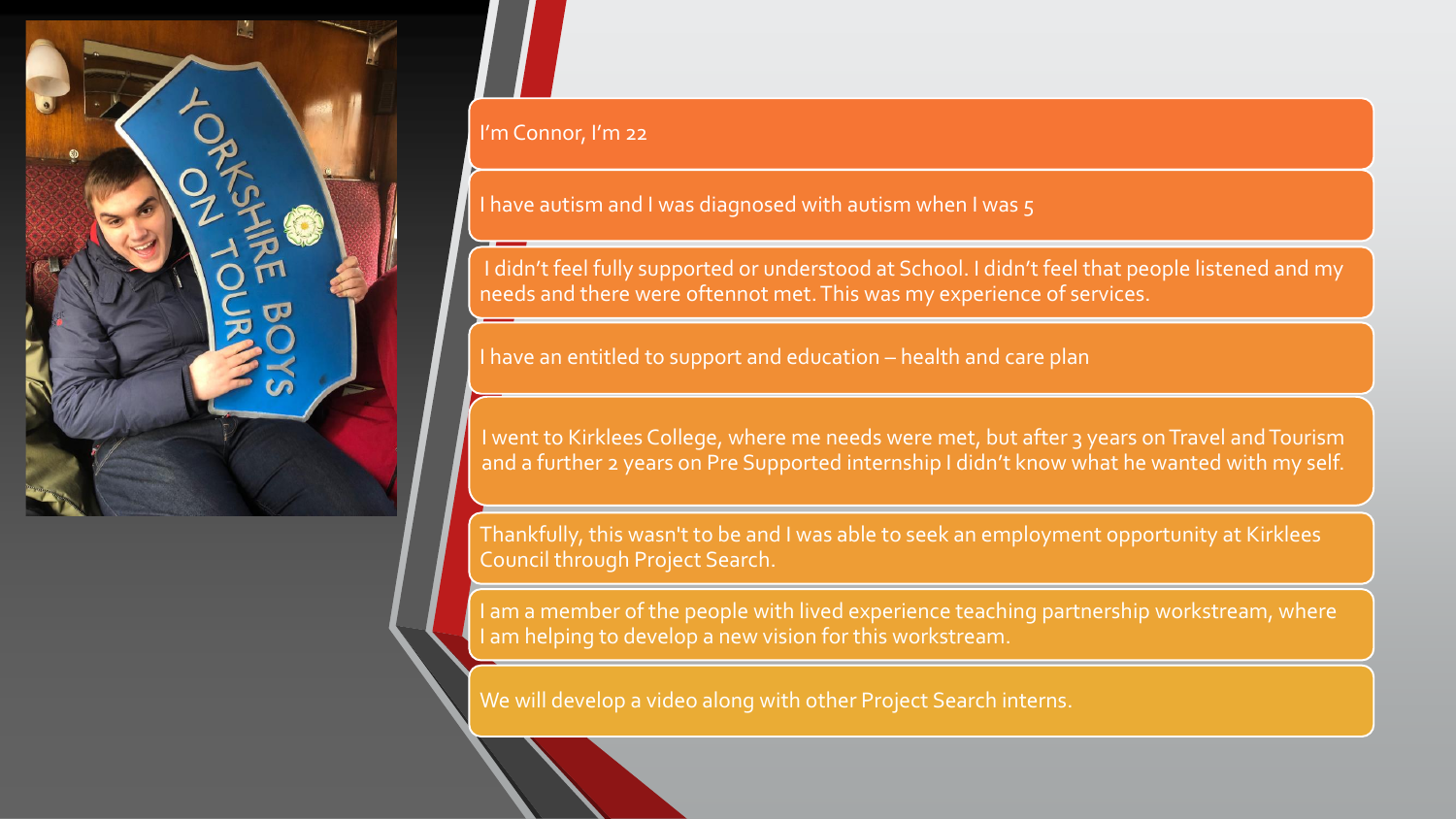I'm Connor, I'm 22

I have autism and I was diagnosed with autism when I was 5

I didn't feel fully supported or understood at School. I didn't feel that people listened and my needs and there were oftennot met. This was my experience of services.

I have an entitled to support and education – health and care plan

I went to Kirklees College, where me needs were met, but after 3 years on Travel and Tourism and a further 2 years on Pre Supported internship I didn't know what he wanted with my self.

Thankfully, this wasn't to be and I was able to seek an employment opportunity at Kirklees Council through Project Search.

I am a member of the people with lived experience teaching partnership workstream, where I am helping to develop a new vision for this workstream.

We will develop a video along with other Project Search interns.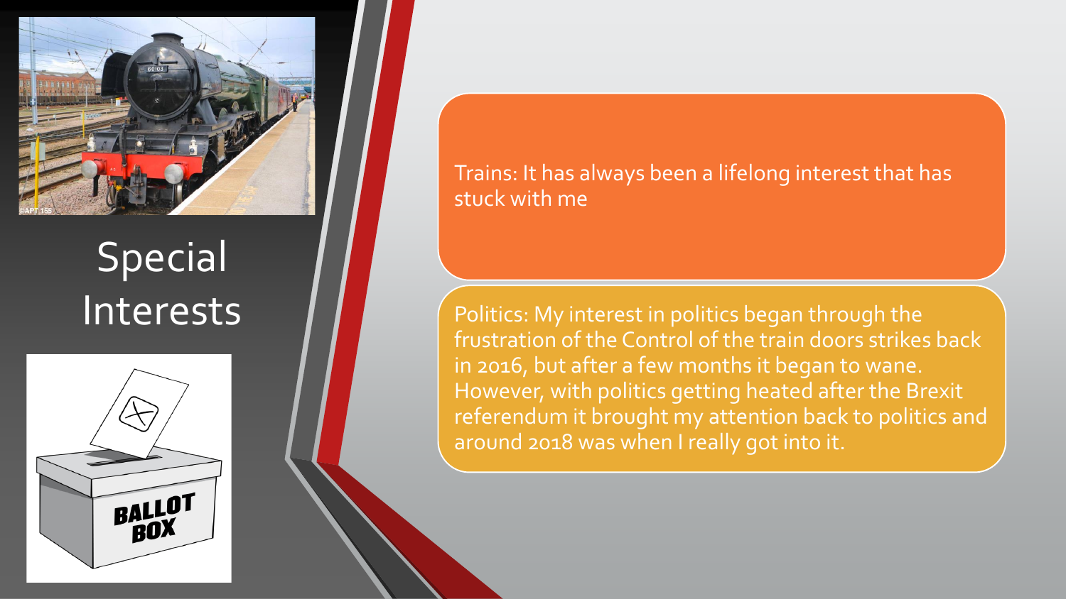# Special Interests

Trains: It has always been a lifelong interest that has stuck with me

Politics: My interest in politics began through the frustration of the Control of the train doors strikes back in 2016, but after a few months it began to wane. However, with politics getting heated after the Brexit referendum it brought my attention back to politics and around 2018 was when I really got into it.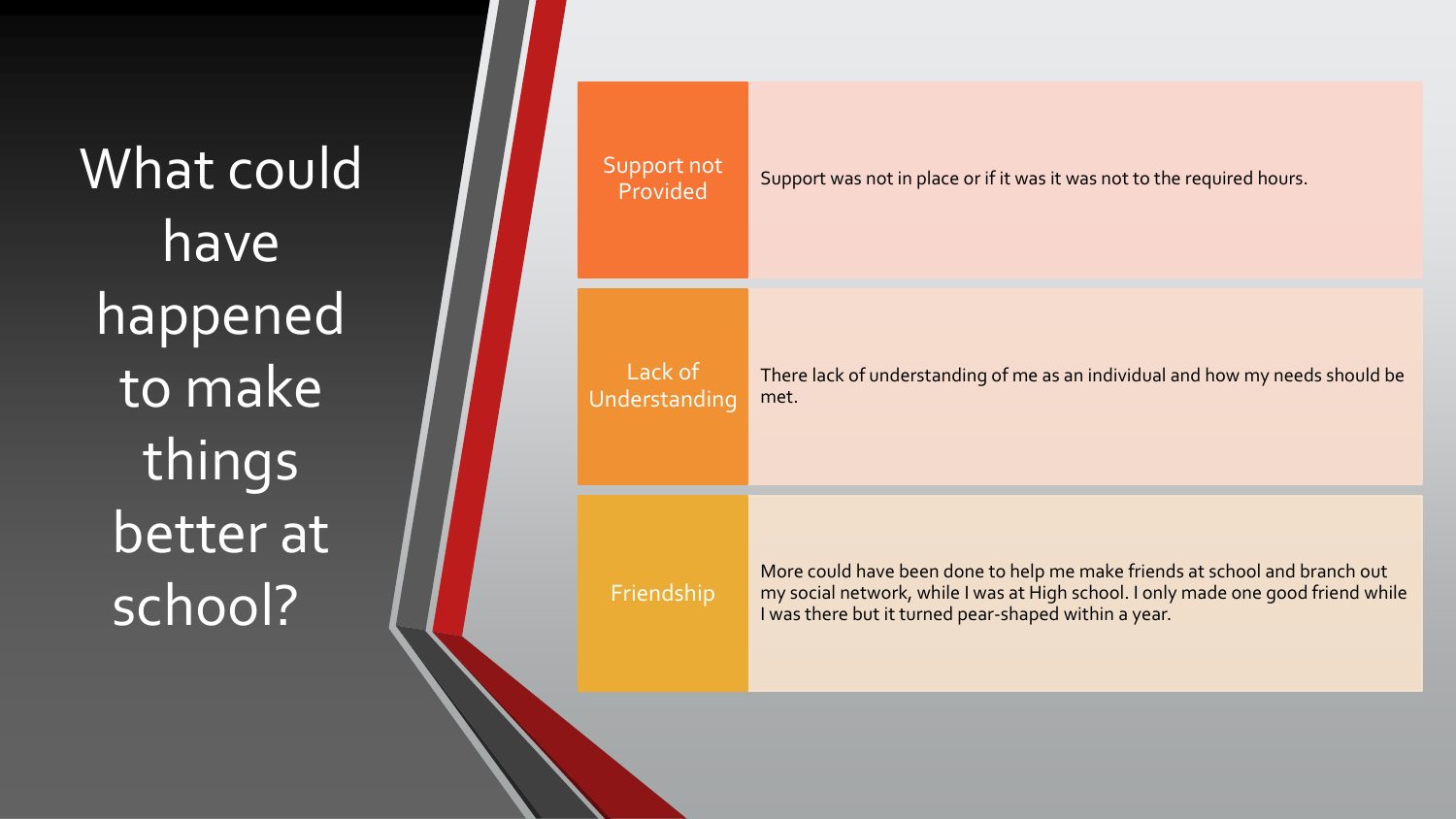# What could have happened to make things better at school?

| | |
|---|---|
| Support not Provided | Support was not in place or if it was it was not to the required hours. |
| Lack of Understanding | There lack of understanding of me as an individual and how my needs should be met. |
| Friendship | More could have been done to help me make friends at school and branch out my social network, while I was at High school. I only made one good friend while I was there but it turned pear-shaped within a year. |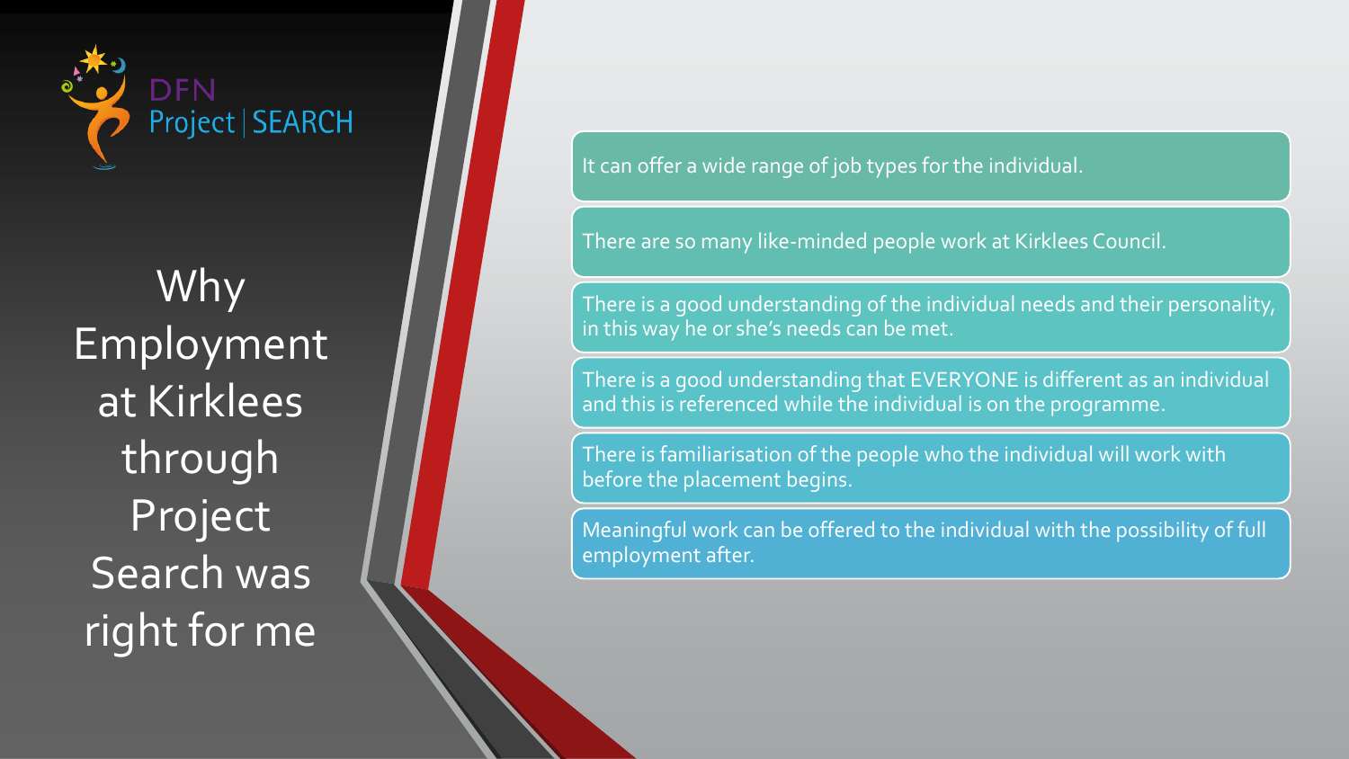DFN Project | SEARCH

# Why Employment at Kirklees through Project Search was right for me

- It can offer a wide range of job types for the individual.
- There are so many like-minded people work at Kirklees Council.
- There is a good understanding of the individual needs and their personality, in this way he or she's needs can be met.
- There is a good understanding that EVERYONE is different as an individual and this is referenced while the individual is on the programme.
- There is familiarisation of the people who the individual will work with before the placement begins.
- Meaningful work can be offered to the individual with the possibility of full employment after.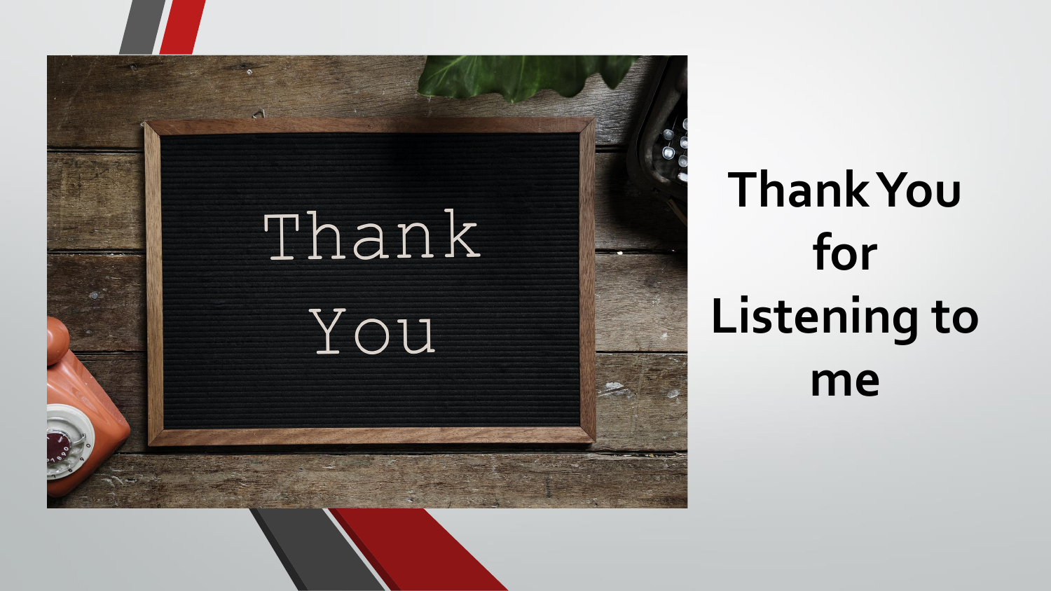# Thank You for Listening to me